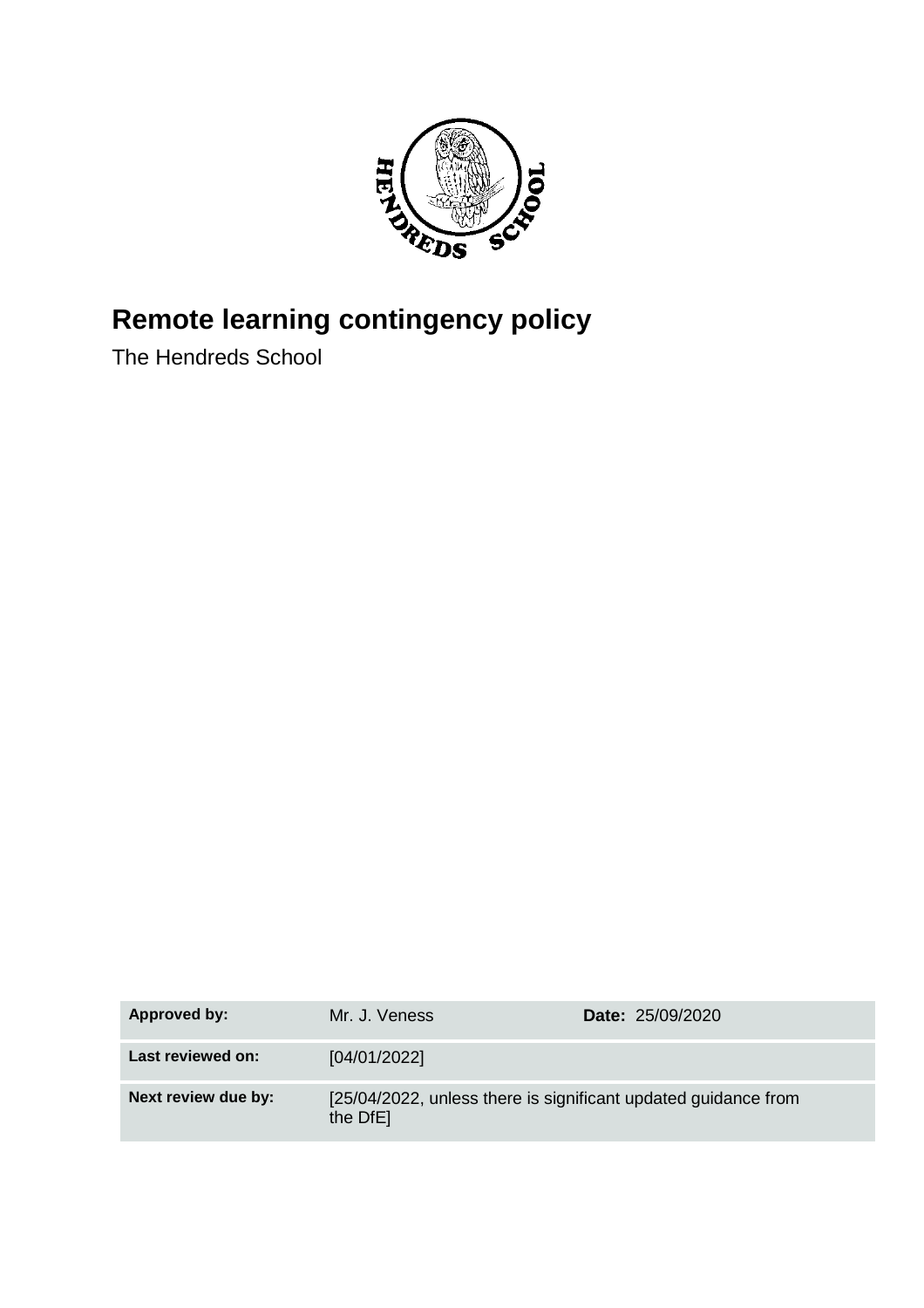# Remote learning contingency policy

The Hendreds School

| Approved by: | Mr. J. Veness | Date: 25/09/2020 |
|---|---|---|
| Last reviewed on: | [04/01/2022] | |
| Next review due by: | [25/04/2022, unless there is significant updated guidance from the DfE] | |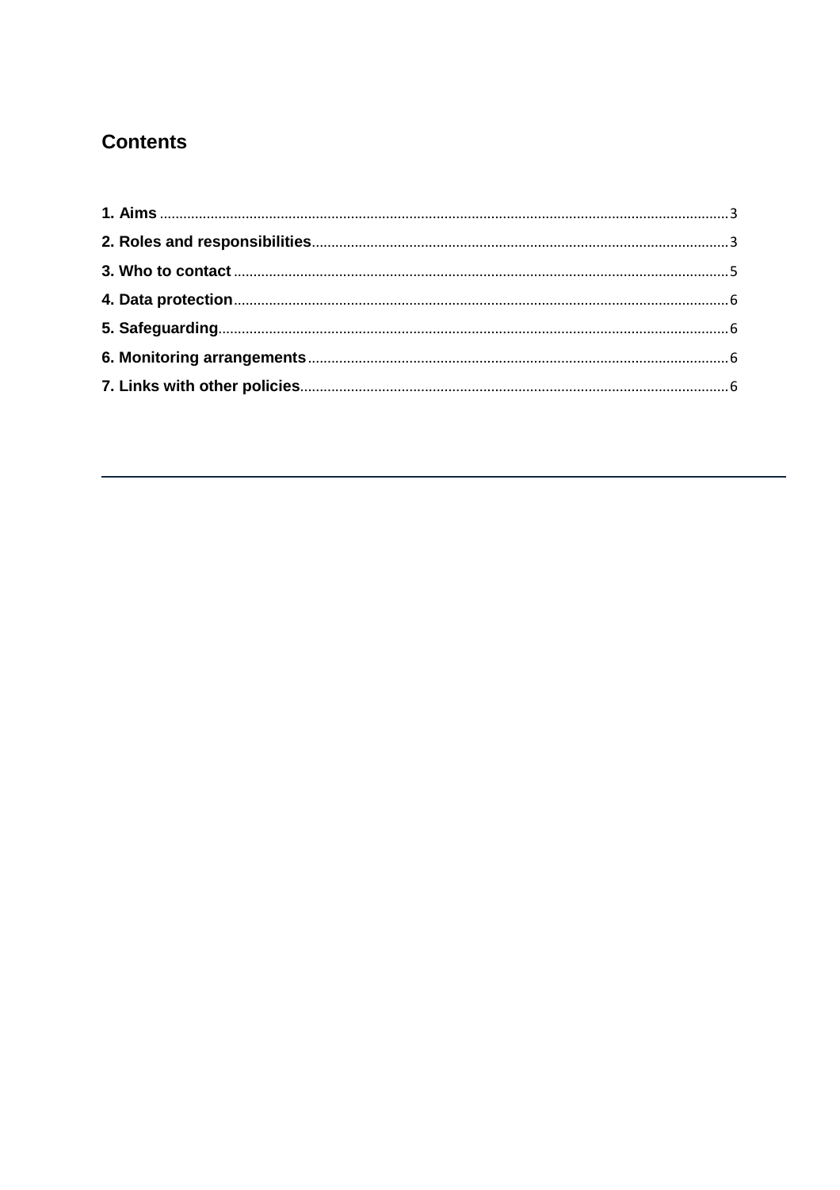## Contents

**1. Aims** ........................................................................................................ 3

**2. Roles and responsibilities** ........................................................................ 3

**3. Who to contact** ........................................................................................ 5

**4. Data protection** ....................................................................................... 6

**5. Safeguarding** ........................................................................................... 6

**6. Monitoring arrangements** ........................................................................ 6

**7. Links with other policies** .......................................................................... 6

---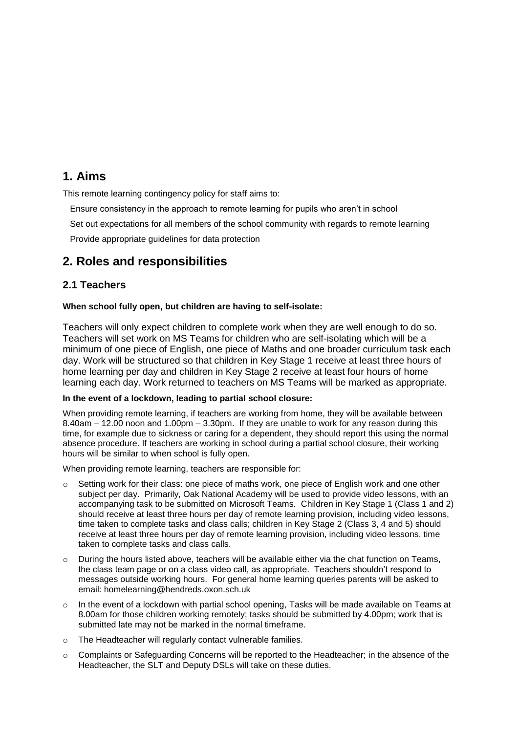## 1. Aims

This remote learning contingency policy for staff aims to:

- Ensure consistency in the approach to remote learning for pupils who aren't in school
- Set out expectations for all members of the school community with regards to remote learning
- Provide appropriate guidelines for data protection

## 2. Roles and responsibilities

### 2.1 Teachers

**When school fully open, but children are having to self-isolate:**

Teachers will only expect children to complete work when they are well enough to do so. Teachers will set work on MS Teams for children who are self-isolating which will be a minimum of one piece of English, one piece of Maths and one broader curriculum task each day. Work will be structured so that children in Key Stage 1 receive at least three hours of home learning per day and children in Key Stage 2 receive at least four hours of home learning each day. Work returned to teachers on MS Teams will be marked as appropriate.

**In the event of a lockdown, leading to partial school closure:**

When providing remote learning, if teachers are working from home, they will be available between 8.40am – 12.00 noon and 1.00pm – 3.30pm. If they are unable to work for any reason during this time, for example due to sickness or caring for a dependent, they should report this using the normal absence procedure. If teachers are working in school during a partial school closure, their working hours will be similar to when school is fully open.

When providing remote learning, teachers are responsible for:

- Setting work for their class: one piece of maths work, one piece of English work and one other subject per day. Primarily, Oak National Academy will be used to provide video lessons, with an accompanying task to be submitted on Microsoft Teams. Children in Key Stage 1 (Class 1 and 2) should receive at least three hours per day of remote learning provision, including video lessons, time taken to complete tasks and class calls; children in Key Stage 2 (Class 3, 4 and 5) should receive at least three hours per day of remote learning provision, including video lessons, time taken to complete tasks and class calls.
- During the hours listed above, teachers will be available either via the chat function on Teams, the class team page or on a class video call, as appropriate. Teachers shouldn't respond to messages outside working hours. For general home learning queries parents will be asked to email: homelearning@hendreds.oxon.sch.uk
- In the event of a lockdown with partial school opening, Tasks will be made available on Teams at 8.00am for those children working remotely; tasks should be submitted by 4.00pm; work that is submitted late may not be marked in the normal timeframe.
- The Headteacher will regularly contact vulnerable families.
- Complaints or Safeguarding Concerns will be reported to the Headteacher; in the absence of the Headteacher, the SLT and Deputy DSLs will take on these duties.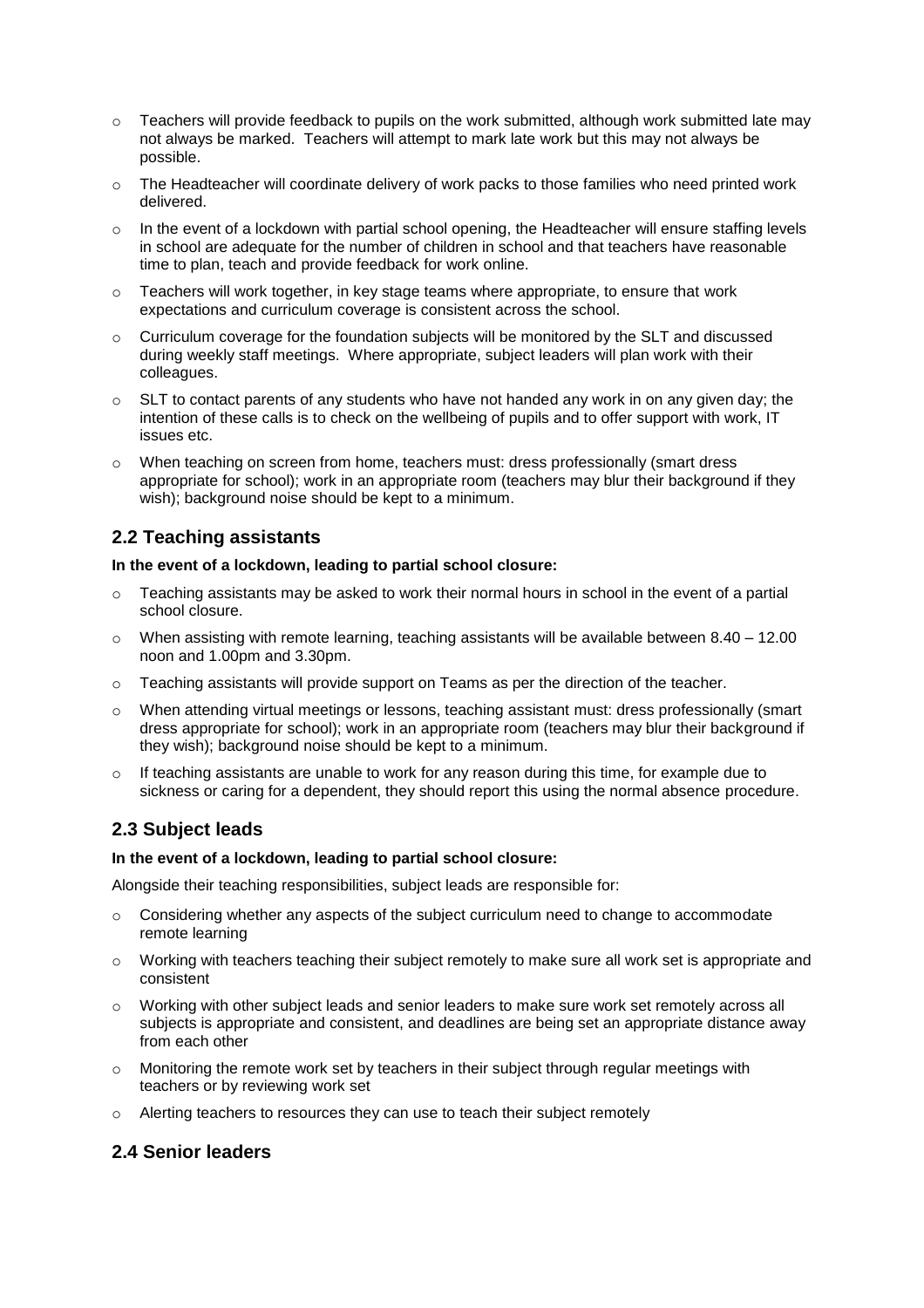- Teachers will provide feedback to pupils on the work submitted, although work submitted late may not always be marked. Teachers will attempt to mark late work but this may not always be possible.
- The Headteacher will coordinate delivery of work packs to those families who need printed work delivered.
- In the event of a lockdown with partial school opening, the Headteacher will ensure staffing levels in school are adequate for the number of children in school and that teachers have reasonable time to plan, teach and provide feedback for work online.
- Teachers will work together, in key stage teams where appropriate, to ensure that work expectations and curriculum coverage is consistent across the school.
- Curriculum coverage for the foundation subjects will be monitored by the SLT and discussed during weekly staff meetings. Where appropriate, subject leaders will plan work with their colleagues.
- SLT to contact parents of any students who have not handed any work in on any given day; the intention of these calls is to check on the wellbeing of pupils and to offer support with work, IT issues etc.
- When teaching on screen from home, teachers must: dress professionally (smart dress appropriate for school); work in an appropriate room (teachers may blur their background if they wish); background noise should be kept to a minimum.

## 2.2 Teaching assistants

**In the event of a lockdown, leading to partial school closure:**

- Teaching assistants may be asked to work their normal hours in school in the event of a partial school closure.
- When assisting with remote learning, teaching assistants will be available between 8.40 – 12.00 noon and 1.00pm and 3.30pm.
- Teaching assistants will provide support on Teams as per the direction of the teacher.
- When attending virtual meetings or lessons, teaching assistant must: dress professionally (smart dress appropriate for school); work in an appropriate room (teachers may blur their background if they wish); background noise should be kept to a minimum.
- If teaching assistants are unable to work for any reason during this time, for example due to sickness or caring for a dependent, they should report this using the normal absence procedure.

## 2.3 Subject leads

**In the event of a lockdown, leading to partial school closure:**

Alongside their teaching responsibilities, subject leads are responsible for:

- Considering whether any aspects of the subject curriculum need to change to accommodate remote learning
- Working with teachers teaching their subject remotely to make sure all work set is appropriate and consistent
- Working with other subject leads and senior leaders to make sure work set remotely across all subjects is appropriate and consistent, and deadlines are being set an appropriate distance away from each other
- Monitoring the remote work set by teachers in their subject through regular meetings with teachers or by reviewing work set
- Alerting teachers to resources they can use to teach their subject remotely

## 2.4 Senior leaders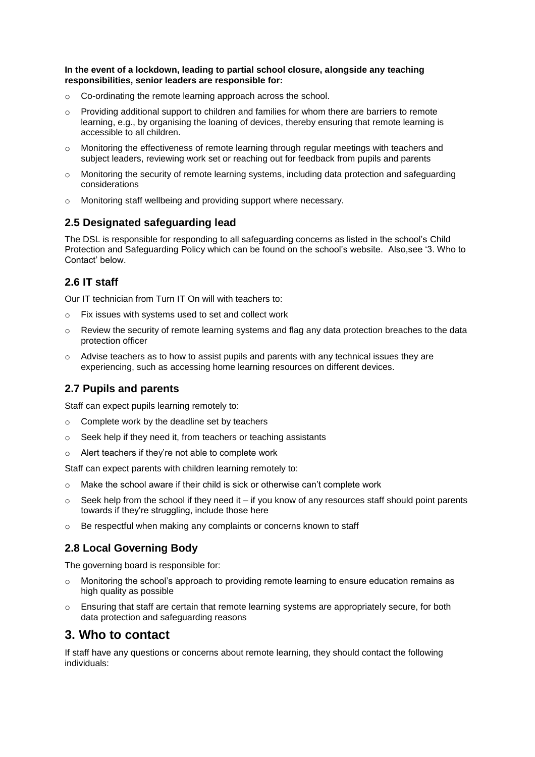**In the event of a lockdown, leading to partial school closure, alongside any teaching responsibilities, senior leaders are responsible for:**

- Co-ordinating the remote learning approach across the school.
- Providing additional support to children and families for whom there are barriers to remote learning, e.g., by organising the loaning of devices, thereby ensuring that remote learning is accessible to all children.
- Monitoring the effectiveness of remote learning through regular meetings with teachers and subject leaders, reviewing work set or reaching out for feedback from pupils and parents
- Monitoring the security of remote learning systems, including data protection and safeguarding considerations
- Monitoring staff wellbeing and providing support where necessary.

## 2.5 Designated safeguarding lead

The DSL is responsible for responding to all safeguarding concerns as listed in the school's Child Protection and Safeguarding Policy which can be found on the school's website. Also,see '3. Who to Contact' below.

## 2.6 IT staff

Our IT technician from Turn IT On will with teachers to:

- Fix issues with systems used to set and collect work
- Review the security of remote learning systems and flag any data protection breaches to the data protection officer
- Advise teachers as to how to assist pupils and parents with any technical issues they are experiencing, such as accessing home learning resources on different devices.

## 2.7 Pupils and parents

Staff can expect pupils learning remotely to:

- Complete work by the deadline set by teachers
- Seek help if they need it, from teachers or teaching assistants
- Alert teachers if they're not able to complete work

Staff can expect parents with children learning remotely to:

- Make the school aware if their child is sick or otherwise can't complete work
- Seek help from the school if they need it – if you know of any resources staff should point parents towards if they're struggling, include those here
- Be respectful when making any complaints or concerns known to staff

## 2.8 Local Governing Body

The governing board is responsible for:

- Monitoring the school's approach to providing remote learning to ensure education remains as high quality as possible
- Ensuring that staff are certain that remote learning systems are appropriately secure, for both data protection and safeguarding reasons

# 3. Who to contact

If staff have any questions or concerns about remote learning, they should contact the following individuals: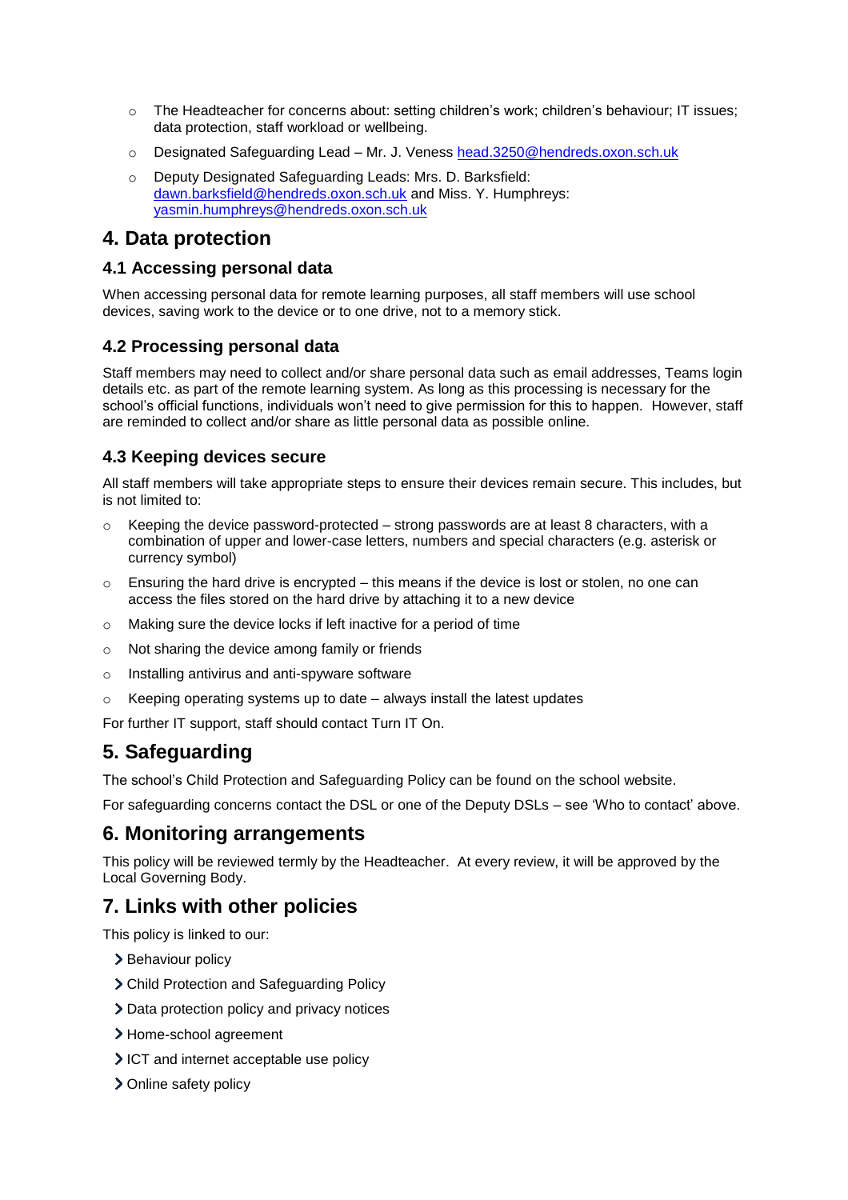- The Headteacher for concerns about: setting children's work; children's behaviour; IT issues; data protection, staff workload or wellbeing.
- Designated Safeguarding Lead – Mr. J. Veness head.3250@hendreds.oxon.sch.uk
- Deputy Designated Safeguarding Leads: Mrs. D. Barksfield: dawn.barksfield@hendreds.oxon.sch.uk and Miss. Y. Humphreys: yasmin.humphreys@hendreds.oxon.sch.uk

## 4. Data protection

### 4.1 Accessing personal data

When accessing personal data for remote learning purposes, all staff members will use school devices, saving work to the device or to one drive, not to a memory stick.

### 4.2 Processing personal data

Staff members may need to collect and/or share personal data such as email addresses, Teams login details etc. as part of the remote learning system. As long as this processing is necessary for the school's official functions, individuals won't need to give permission for this to happen. However, staff are reminded to collect and/or share as little personal data as possible online.

### 4.3 Keeping devices secure

All staff members will take appropriate steps to ensure their devices remain secure. This includes, but is not limited to:

- Keeping the device password-protected – strong passwords are at least 8 characters, with a combination of upper and lower-case letters, numbers and special characters (e.g. asterisk or currency symbol)
- Ensuring the hard drive is encrypted – this means if the device is lost or stolen, no one can access the files stored on the hard drive by attaching it to a new device
- Making sure the device locks if left inactive for a period of time
- Not sharing the device among family or friends
- Installing antivirus and anti-spyware software
- Keeping operating systems up to date – always install the latest updates

For further IT support, staff should contact Turn IT On.

## 5. Safeguarding

The school's Child Protection and Safeguarding Policy can be found on the school website.

For safeguarding concerns contact the DSL or one of the Deputy DSLs – see 'Who to contact' above.

## 6. Monitoring arrangements

This policy will be reviewed termly by the Headteacher. At every review, it will be approved by the Local Governing Body.

## 7. Links with other policies

This policy is linked to our:

- Behaviour policy
- Child Protection and Safeguarding Policy
- Data protection policy and privacy notices
- Home-school agreement
- ICT and internet acceptable use policy
- Online safety policy